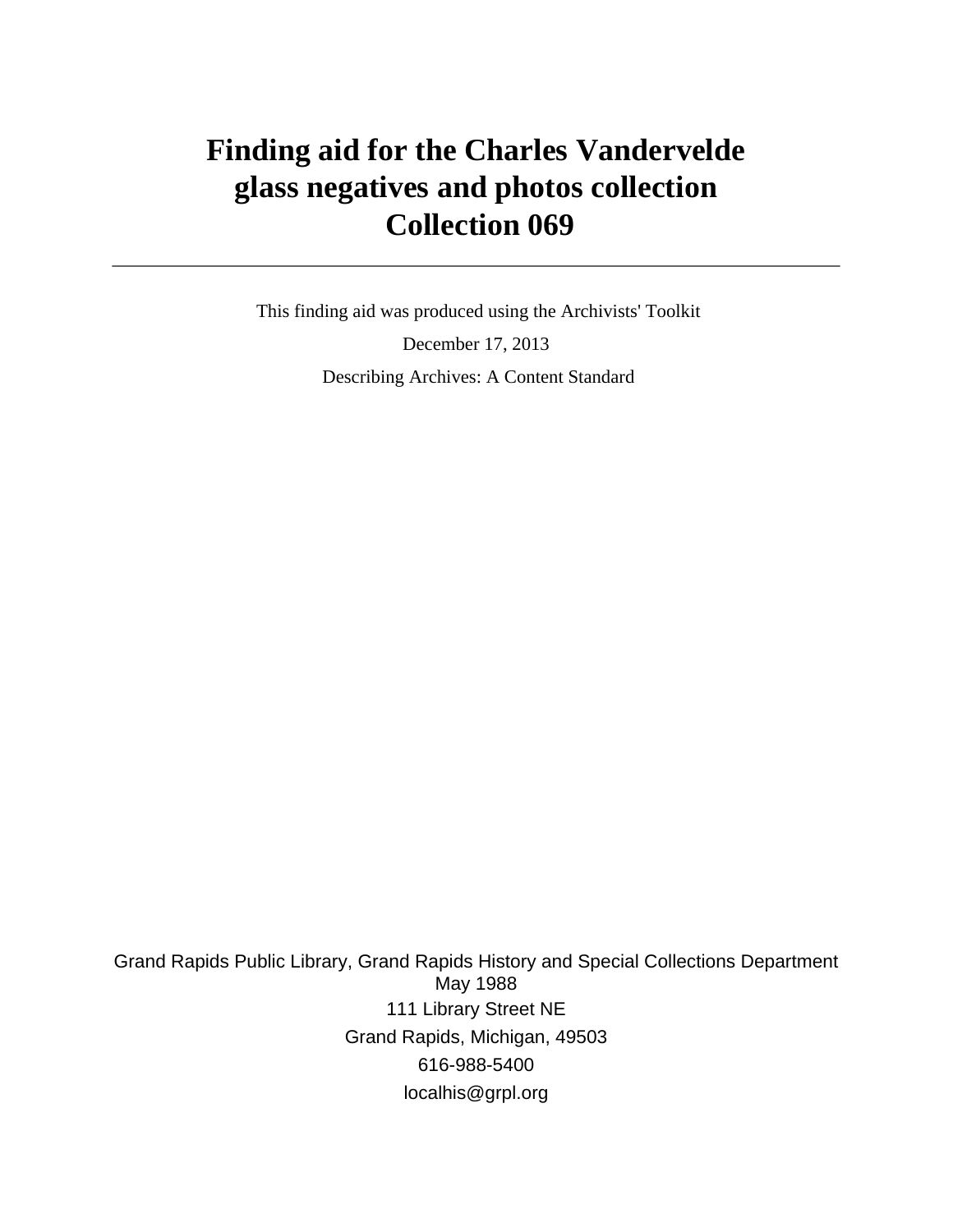# Finding aid for the Charles Vandervelde glass negatives and photos collection
# Collection 069

---

This finding aid was produced using the Archivists' Toolkit

December 17, 2013

Describing Archives: A Content Standard

Grand Rapids Public Library, Grand Rapids History and Special Collections Department
May 1988
111 Library Street NE
Grand Rapids, Michigan, 49503
616-988-5400
localhis@grpl.org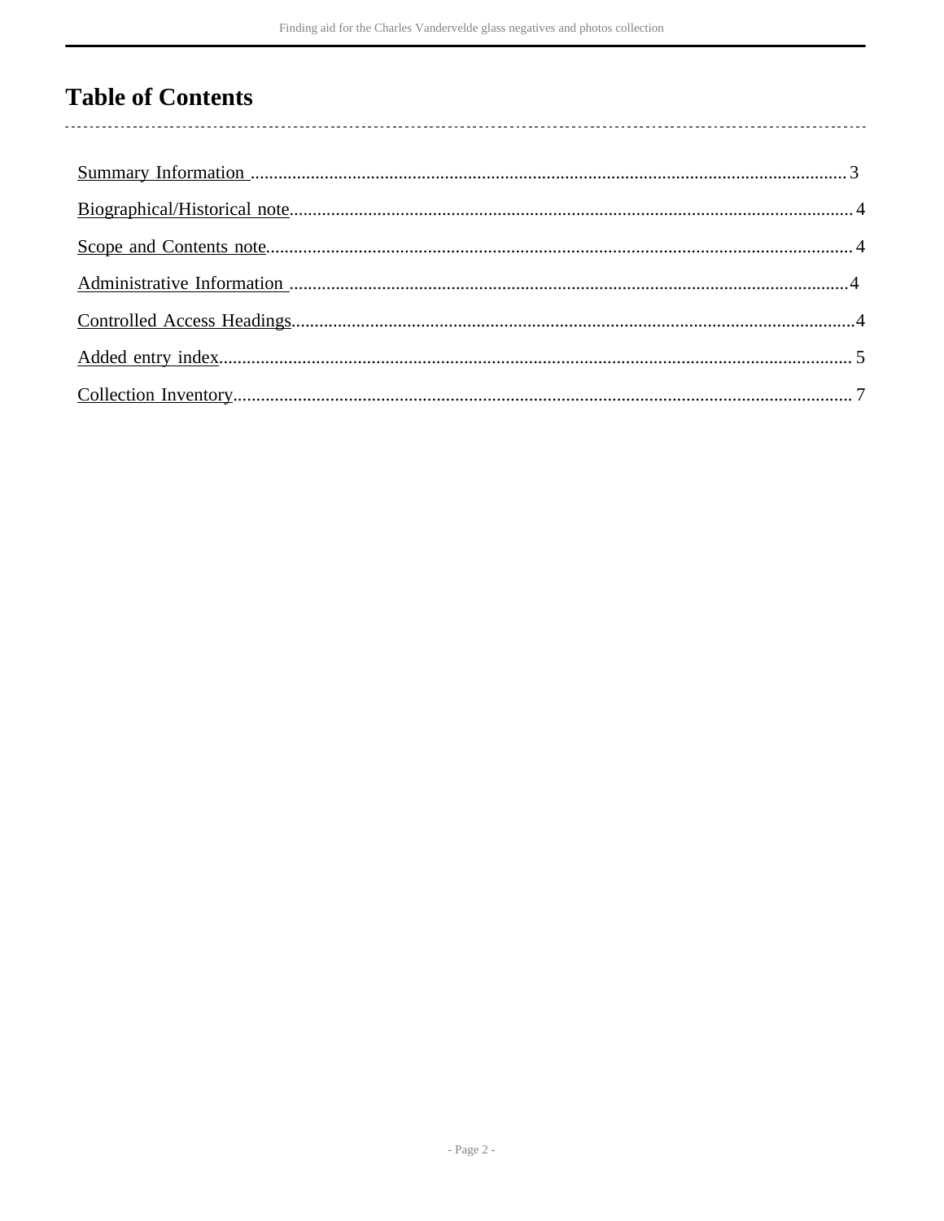# Table of Contents

Summary Information ........................................................................................................................... 3

Biographical/Historical note................................................................................................................. 4

Scope and Contents note...................................................................................................................... 4

Administrative Information ................................................................................................................. 4

Controlled Access Headings................................................................................................................. 4

Added entry index............................................................................................................................... 5

Collection Inventory............................................................................................................................. 7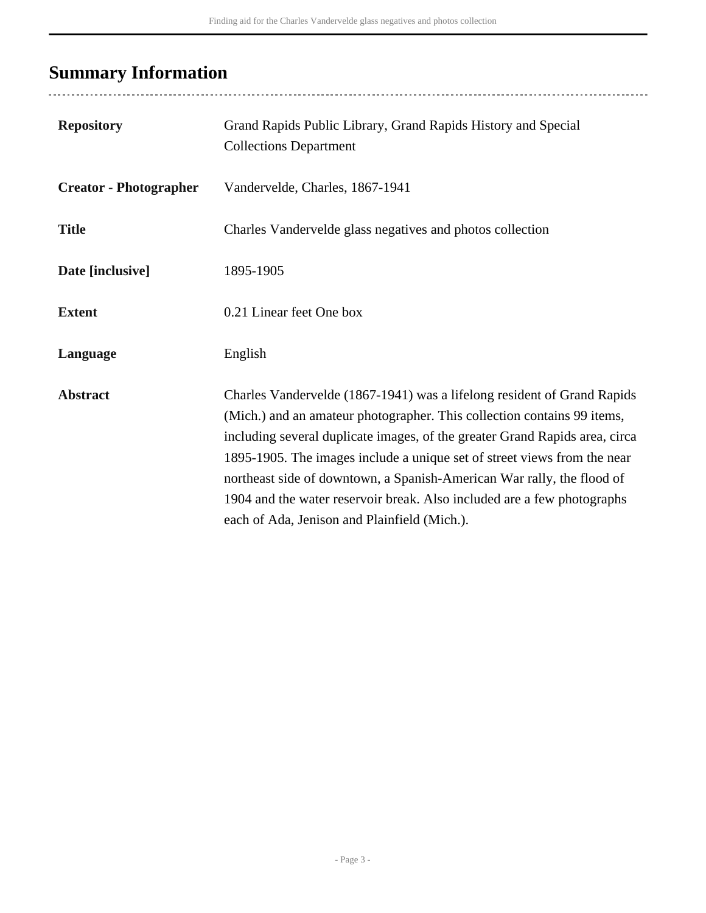## Summary Information

| | |
|---|---|
| **Repository** | Grand Rapids Public Library, Grand Rapids History and Special Collections Department |
| **Creator - Photographer** | Vandervelde, Charles, 1867-1941 |
| **Title** | Charles Vandervelde glass negatives and photos collection |
| **Date [inclusive]** | 1895-1905 |
| **Extent** | 0.21 Linear feet One box |
| **Language** | English |
| **Abstract** | Charles Vandervelde (1867-1941) was a lifelong resident of Grand Rapids (Mich.) and an amateur photographer. This collection contains 99 items, including several duplicate images, of the greater Grand Rapids area, circa 1895-1905. The images include a unique set of street views from the near northeast side of downtown, a Spanish-American War rally, the flood of 1904 and the water reservoir break. Also included are a few photographs each of Ada, Jenison and Plainfield (Mich.). |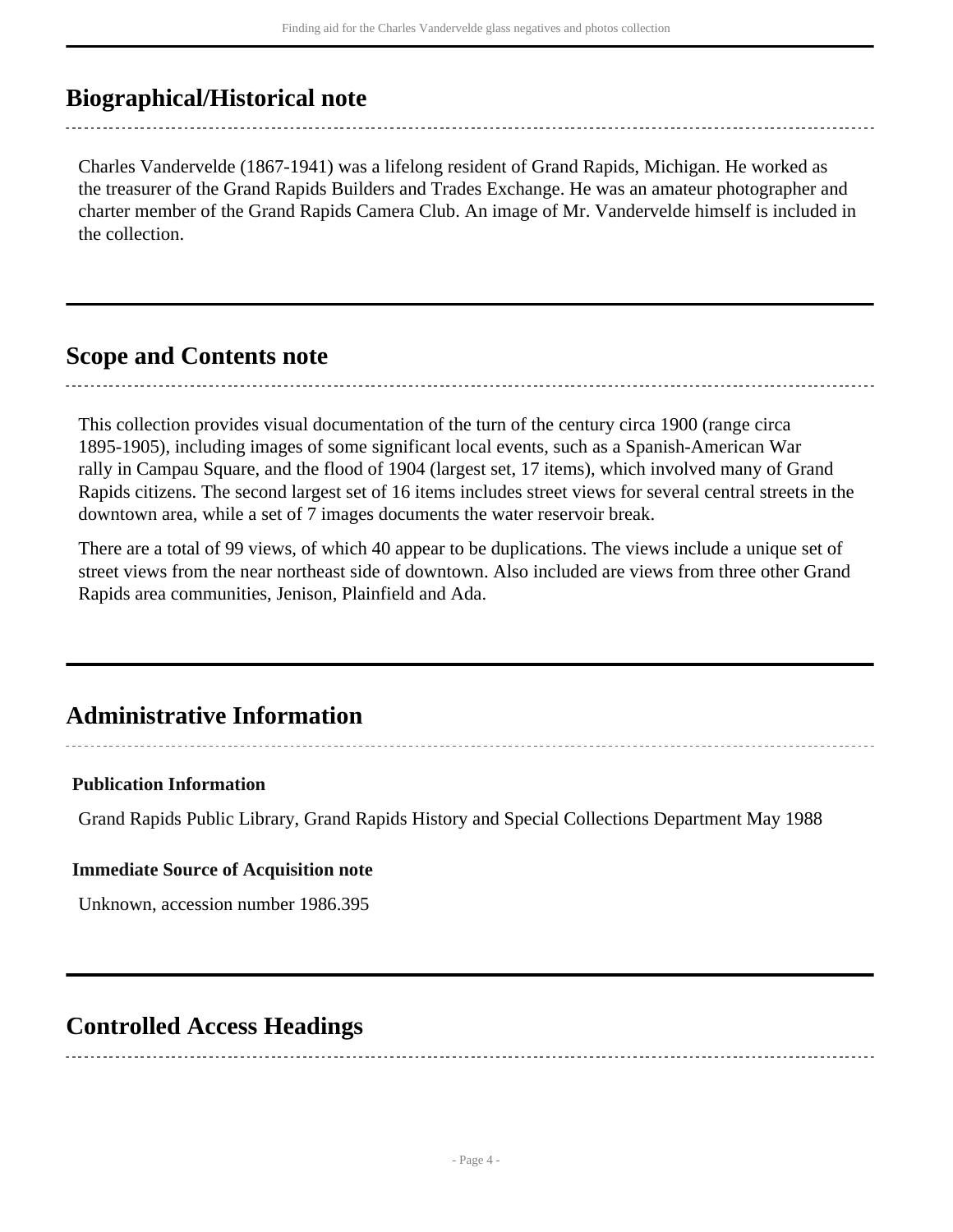## Biographical/Historical note

Charles Vandervelde (1867-1941) was a lifelong resident of Grand Rapids, Michigan. He worked as the treasurer of the Grand Rapids Builders and Trades Exchange. He was an amateur photographer and charter member of the Grand Rapids Camera Club. An image of Mr. Vandervelde himself is included in the collection.

## Scope and Contents note

This collection provides visual documentation of the turn of the century circa 1900 (range circa 1895-1905), including images of some significant local events, such as a Spanish-American War rally in Campau Square, and the flood of 1904 (largest set, 17 items), which involved many of Grand Rapids citizens. The second largest set of 16 items includes street views for several central streets in the downtown area, while a set of 7 images documents the water reservoir break.

There are a total of 99 views, of which 40 appear to be duplications. The views include a unique set of street views from the near northeast side of downtown. Also included are views from three other Grand Rapids area communities, Jenison, Plainfield and Ada.

## Administrative Information

### Publication Information

Grand Rapids Public Library, Grand Rapids History and Special Collections Department May 1988

### Immediate Source of Acquisition note

Unknown, accession number 1986.395

## Controlled Access Headings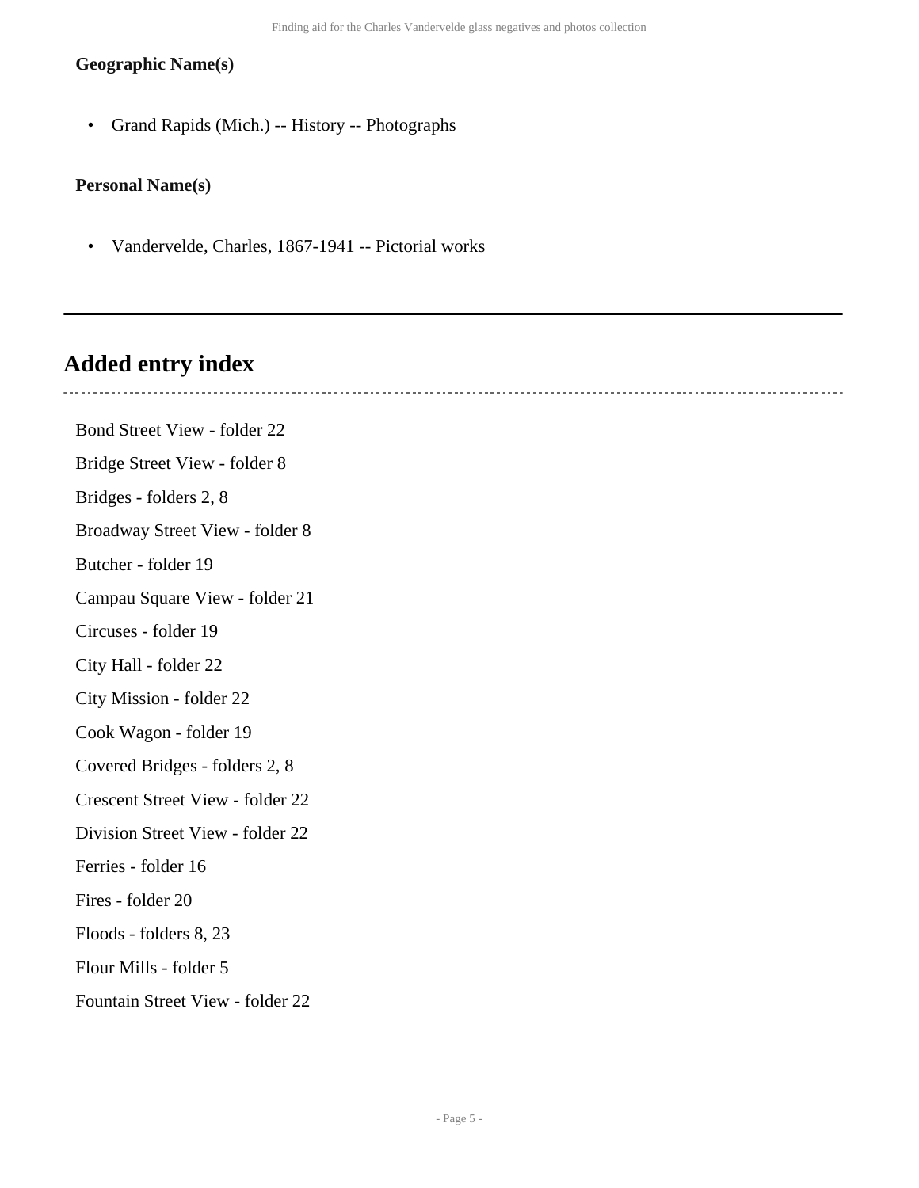**Geographic Name(s)**

- Grand Rapids (Mich.) -- History -- Photographs

**Personal Name(s)**

- Vandervelde, Charles, 1867-1941 -- Pictorial works

---

## Added entry index

Bond Street View - folder 22

Bridge Street View - folder 8

Bridges - folders 2, 8

Broadway Street View - folder 8

Butcher - folder 19

Campau Square View - folder 21

Circuses - folder 19

City Hall - folder 22

City Mission - folder 22

Cook Wagon - folder 19

Covered Bridges - folders 2, 8

Crescent Street View - folder 22

Division Street View - folder 22

Ferries - folder 16

Fires - folder 20

Floods - folders 8, 23

Flour Mills - folder 5

Fountain Street View - folder 22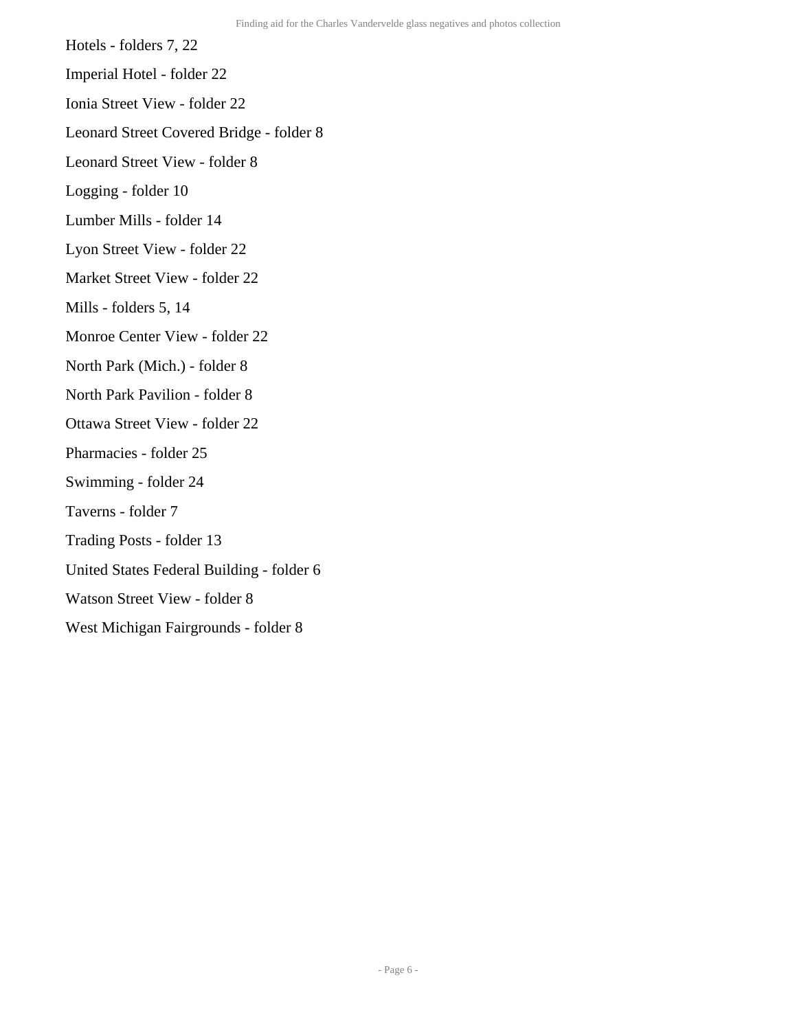Hotels - folders 7, 22

Imperial Hotel - folder 22

Ionia Street View - folder 22

Leonard Street Covered Bridge - folder 8

Leonard Street View - folder 8

Logging - folder 10

Lumber Mills - folder 14

Lyon Street View - folder 22

Market Street View - folder 22

Mills - folders 5, 14

Monroe Center View - folder 22

North Park (Mich.) - folder 8

North Park Pavilion - folder 8

Ottawa Street View - folder 22

Pharmacies - folder 25

Swimming - folder 24

Taverns - folder 7

Trading Posts - folder 13

United States Federal Building - folder 6

Watson Street View - folder 8

West Michigan Fairgrounds - folder 8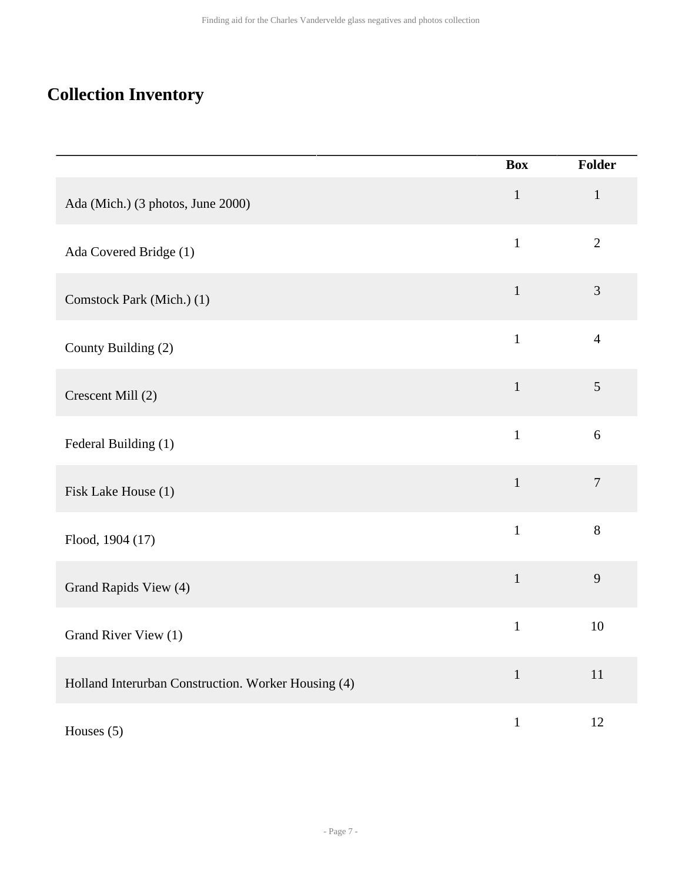## Collection Inventory

| | Box | Folder |
|---|---|---|
| Ada (Mich.) (3 photos, June 2000) | 1 | 1 |
| Ada Covered Bridge (1) | 1 | 2 |
| Comstock Park (Mich.) (1) | 1 | 3 |
| County Building (2) | 1 | 4 |
| Crescent Mill (2) | 1 | 5 |
| Federal Building (1) | 1 | 6 |
| Fisk Lake House (1) | 1 | 7 |
| Flood, 1904 (17) | 1 | 8 |
| Grand Rapids View (4) | 1 | 9 |
| Grand River View (1) | 1 | 10 |
| Holland Interurban Construction. Worker Housing (4) | 1 | 11 |
| Houses (5) | 1 | 12 |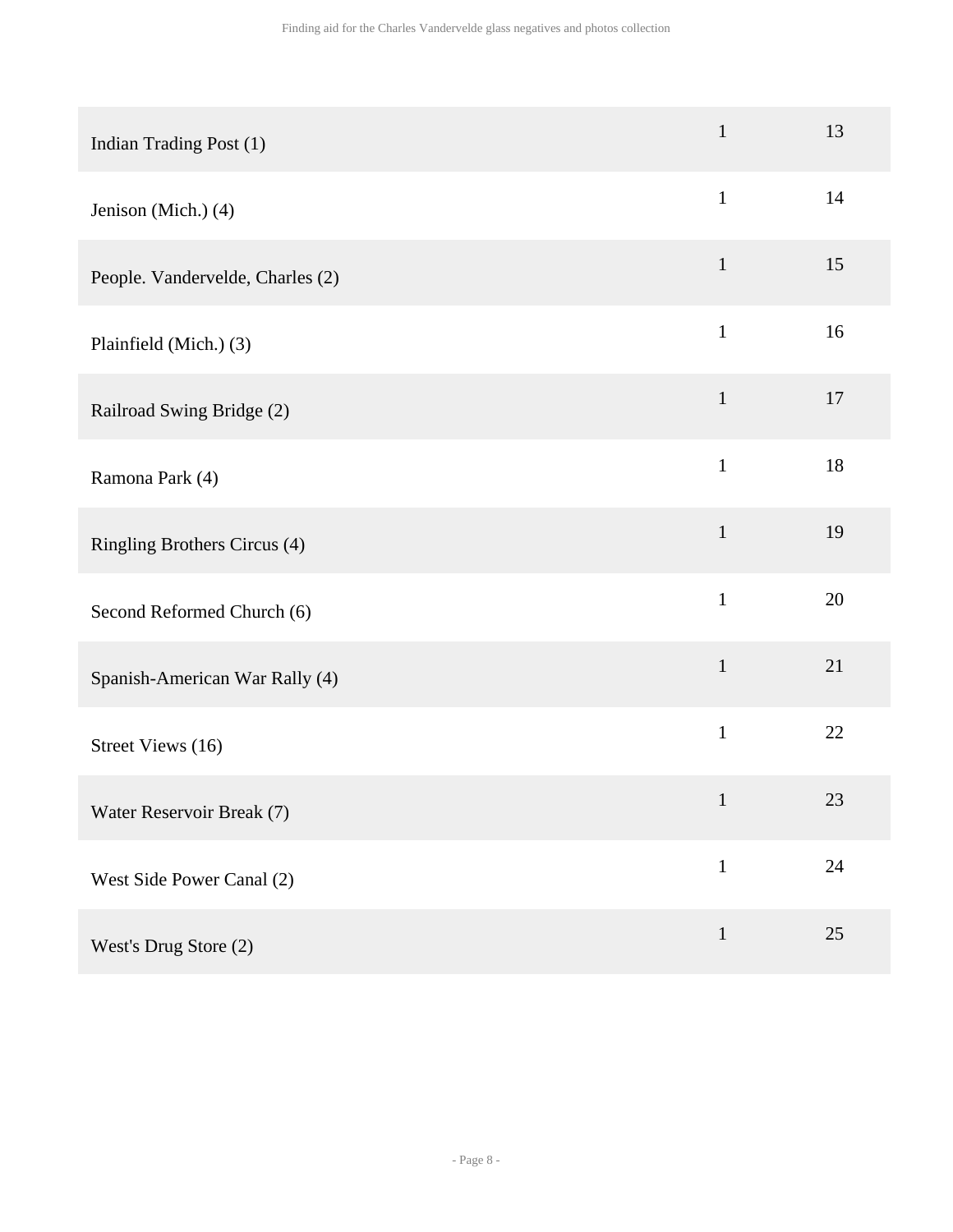| | | |
|---|---|---|
| Indian Trading Post (1) | 1 | 13 |
| Jenison (Mich.) (4) | 1 | 14 |
| People. Vandervelde, Charles (2) | 1 | 15 |
| Plainfield (Mich.) (3) | 1 | 16 |
| Railroad Swing Bridge (2) | 1 | 17 |
| Ramona Park (4) | 1 | 18 |
| Ringling Brothers Circus (4) | 1 | 19 |
| Second Reformed Church (6) | 1 | 20 |
| Spanish-American War Rally (4) | 1 | 21 |
| Street Views (16) | 1 | 22 |
| Water Reservoir Break (7) | 1 | 23 |
| West Side Power Canal (2) | 1 | 24 |
| West's Drug Store (2) | 1 | 25 |